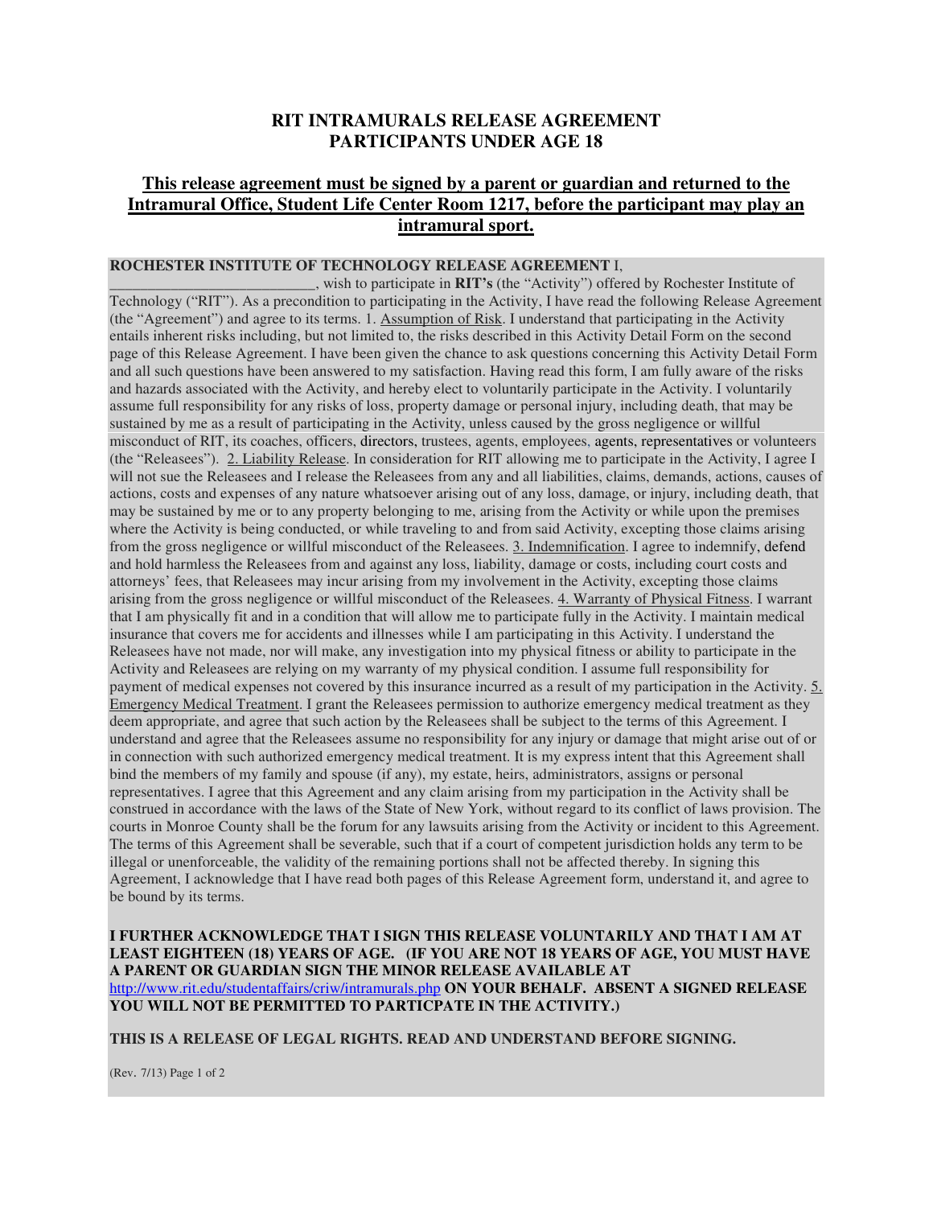# RIT INTRAMURALS RELEASE AGREEMENT
# PARTICIPANTS UNDER AGE 18

## This release agreement must be signed by a parent or guardian and returned to the Intramural Office, Student Life Center Room 1217, before the participant may play an intramural sport.

**ROCHESTER INSTITUTE OF TECHNOLOGY RELEASE AGREEMENT** I, ___________________________, wish to participate in **RIT's** (the "Activity") offered by Rochester Institute of Technology ("RIT"). As a precondition to participating in the Activity, I have read the following Release Agreement (the "Agreement") and agree to its terms. 1. Assumption of Risk. I understand that participating in the Activity entails inherent risks including, but not limited to, the risks described in this Activity Detail Form on the second page of this Release Agreement. I have been given the chance to ask questions concerning this Activity Detail Form and all such questions have been answered to my satisfaction. Having read this form, I am fully aware of the risks and hazards associated with the Activity, and hereby elect to voluntarily participate in the Activity. I voluntarily assume full responsibility for any risks of loss, property damage or personal injury, including death, that may be sustained by me as a result of participating in the Activity, unless caused by the gross negligence or willful misconduct of RIT, its coaches, officers, directors, trustees, agents, employees, agents, representatives or volunteers (the "Releasees"). 2. Liability Release. In consideration for RIT allowing me to participate in the Activity, I agree I will not sue the Releasees and I release the Releasees from any and all liabilities, claims, demands, actions, causes of actions, costs and expenses of any nature whatsoever arising out of any loss, damage, or injury, including death, that may be sustained by me or to any property belonging to me, arising from the Activity or while upon the premises where the Activity is being conducted, or while traveling to and from said Activity, excepting those claims arising from the gross negligence or willful misconduct of the Releasees. 3. Indemnification. I agree to indemnify, defend and hold harmless the Releasees from and against any loss, liability, damage or costs, including court costs and attorneys' fees, that Releasees may incur arising from my involvement in the Activity, excepting those claims arising from the gross negligence or willful misconduct of the Releasees. 4. Warranty of Physical Fitness. I warrant that I am physically fit and in a condition that will allow me to participate fully in the Activity. I maintain medical insurance that covers me for accidents and illnesses while I am participating in this Activity. I understand the Releasees have not made, nor will make, any investigation into my physical fitness or ability to participate in the Activity and Releasees are relying on my warranty of my physical condition. I assume full responsibility for payment of medical expenses not covered by this insurance incurred as a result of my participation in the Activity. 5. Emergency Medical Treatment. I grant the Releasees permission to authorize emergency medical treatment as they deem appropriate, and agree that such action by the Releasees shall be subject to the terms of this Agreement. I understand and agree that the Releasees assume no responsibility for any injury or damage that might arise out of or in connection with such authorized emergency medical treatment. It is my express intent that this Agreement shall bind the members of my family and spouse (if any), my estate, heirs, administrators, assigns or personal representatives. I agree that this Agreement and any claim arising from my participation in the Activity shall be construed in accordance with the laws of the State of New York, without regard to its conflict of laws provision. The courts in Monroe County shall be the forum for any lawsuits arising from the Activity or incident to this Agreement. The terms of this Agreement shall be severable, such that if a court of competent jurisdiction holds any term to be illegal or unenforceable, the validity of the remaining portions shall not be affected thereby. In signing this Agreement, I acknowledge that I have read both pages of this Release Agreement form, understand it, and agree to be bound by its terms.

**I FURTHER ACKNOWLEDGE THAT I SIGN THIS RELEASE VOLUNTARILY AND THAT I AM AT LEAST EIGHTEEN (18) YEARS OF AGE. (IF YOU ARE NOT 18 YEARS OF AGE, YOU MUST HAVE A PARENT OR GUARDIAN SIGN THE MINOR RELEASE AVAILABLE AT** http://www.rit.edu/studentaffairs/criw/intramurals.php **ON YOUR BEHALF. ABSENT A SIGNED RELEASE YOU WILL NOT BE PERMITTED TO PARTICPATE IN THE ACTIVITY.)**

**THIS IS A RELEASE OF LEGAL RIGHTS. READ AND UNDERSTAND BEFORE SIGNING.**

(Rev. 7/13)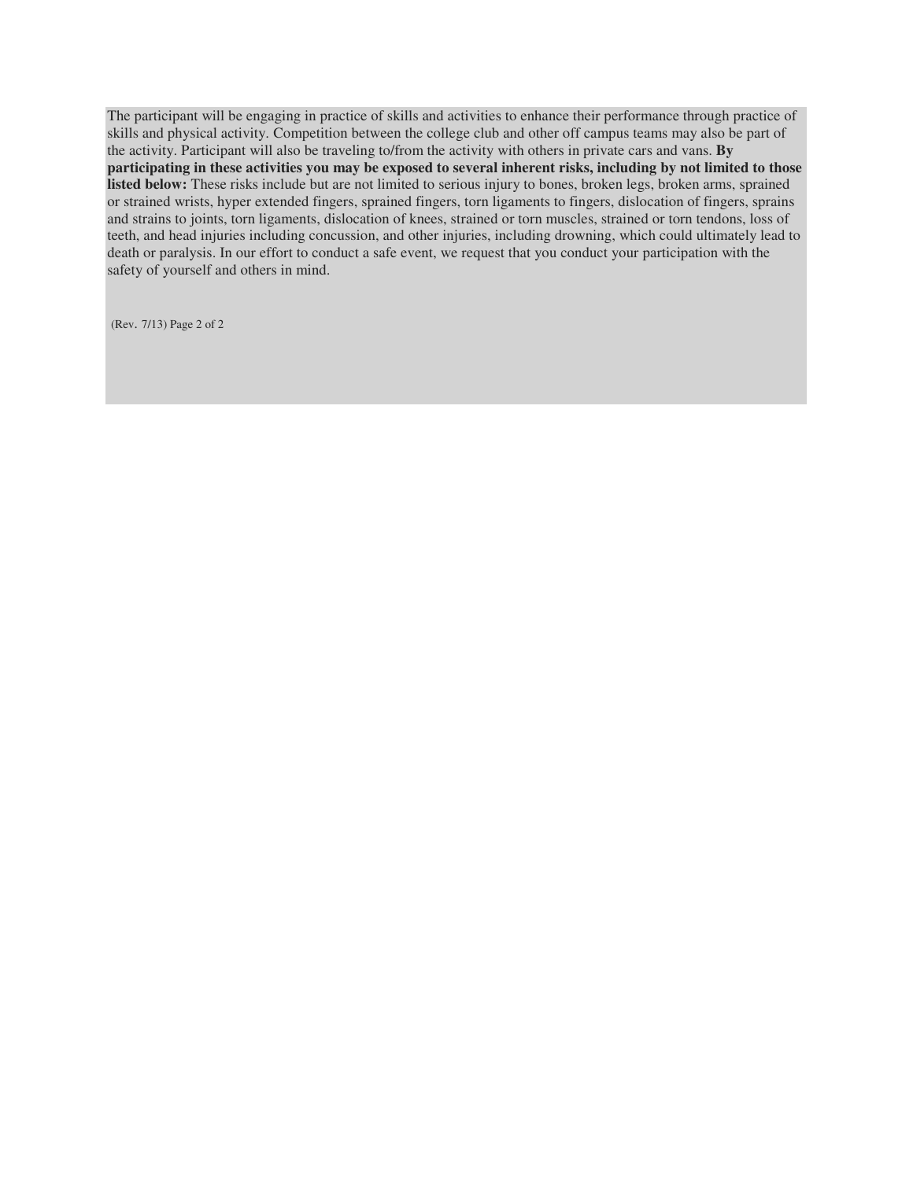The participant will be engaging in practice of skills and activities to enhance their performance through practice of skills and physical activity. Competition between the college club and other off campus teams may also be part of the activity. Participant will also be traveling to/from the activity with others in private cars and vans. **By participating in these activities you may be exposed to several inherent risks, including by not limited to those listed below:** These risks include but are not limited to serious injury to bones, broken legs, broken arms, sprained or strained wrists, hyper extended fingers, sprained fingers, torn ligaments to fingers, dislocation of fingers, sprains and strains to joints, torn ligaments, dislocation of knees, strained or torn muscles, strained or torn tendons, loss of teeth, and head injuries including concussion, and other injuries, including drowning, which could ultimately lead to death or paralysis. In our effort to conduct a safe event, we request that you conduct your participation with the safety of yourself and others in mind.

(Rev. 7/13)